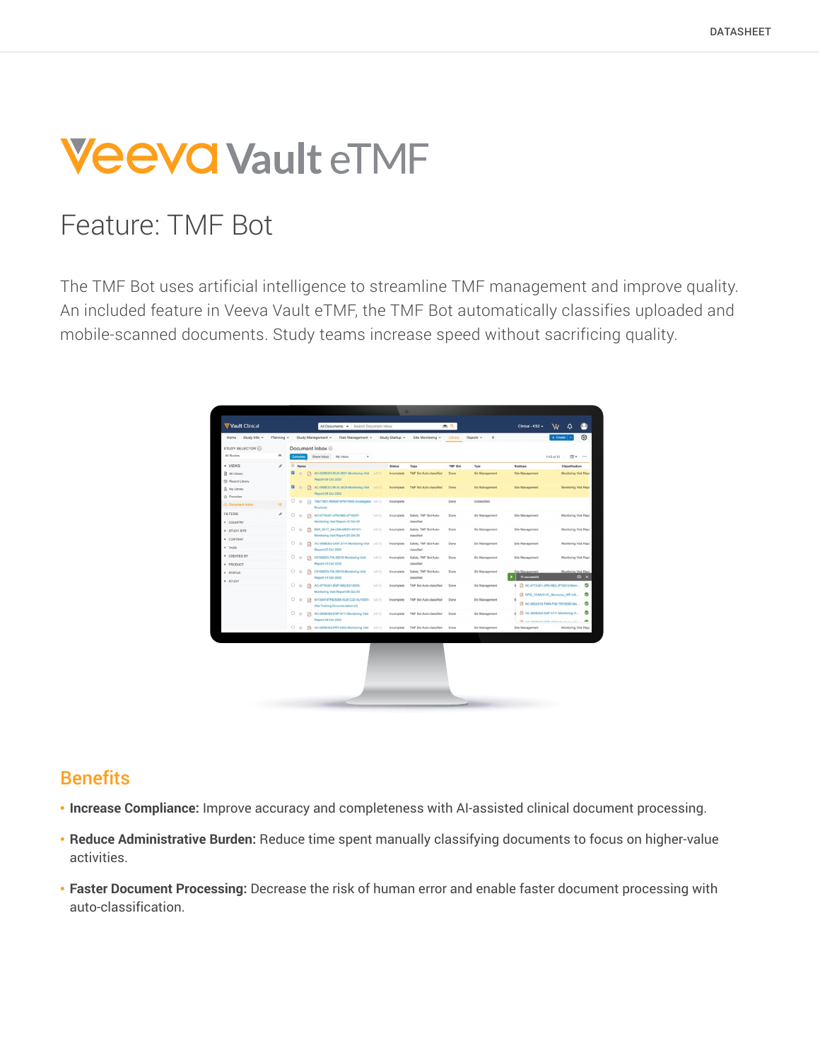DATASHEET

# Veeva Vault eTMF

## Feature: TMF Bot

The TMF Bot uses artificial intelligence to streamline TMF management and improve quality. An included feature in Veeva Vault eTMF, the TMF Bot automatically classifies uploaded and mobile-scanned documents. Study teams increase speed without sacrificing quality.

## Benefits

- **Increase Compliance:** Improve accuracy and completeness with AI-assisted clinical document processing.
- **Reduce Administrative Burden:** Reduce time spent manually classifying documents to focus on higher-value activities.
- **Faster Document Processing:** Decrease the risk of human error and enable faster document processing with auto-classification.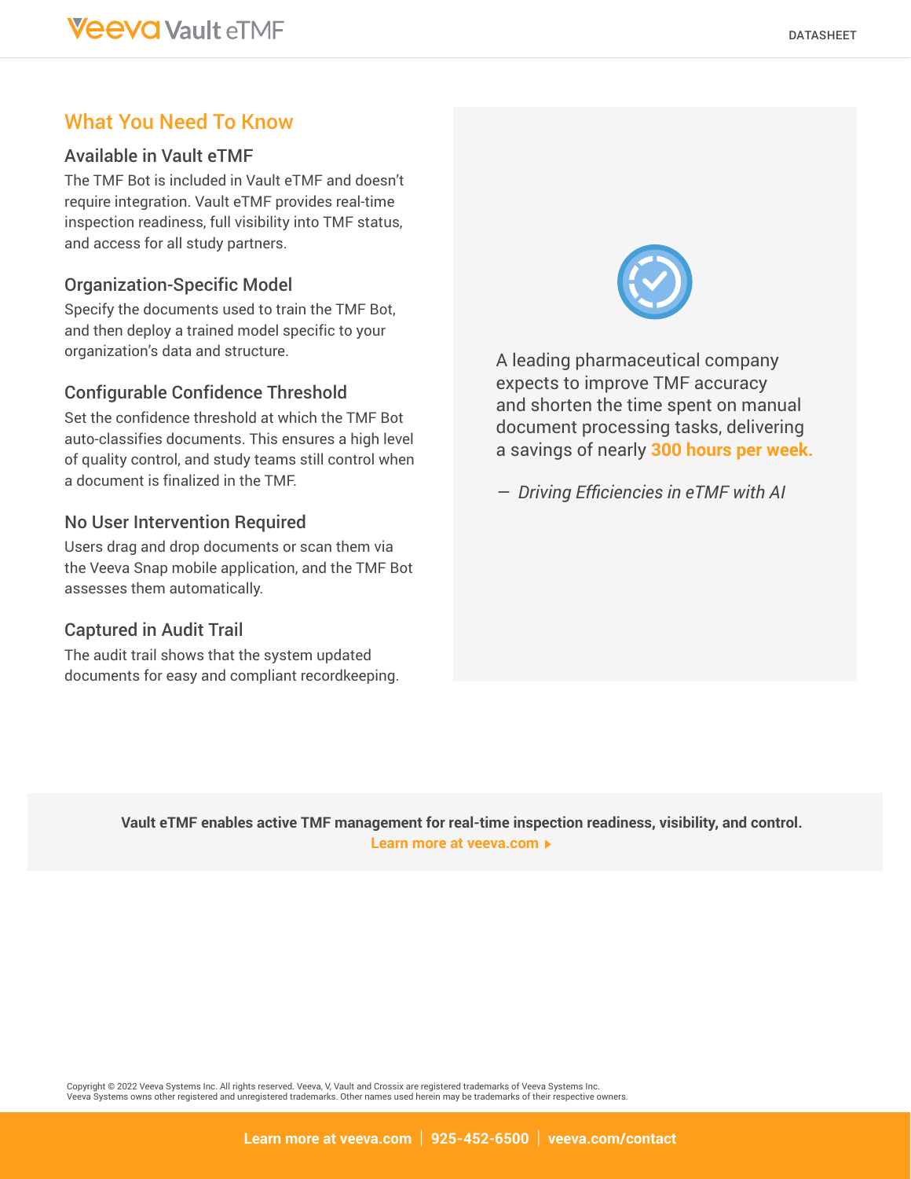## What You Need To Know

### Available in Vault eTMF

The TMF Bot is included in Vault eTMF and doesn't require integration. Vault eTMF provides real-time inspection readiness, full visibility into TMF status, and access for all study partners.

### Organization-Specific Model

Specify the documents used to train the TMF Bot, and then deploy a trained model specific to your organization's data and structure.

### Configurable Confidence Threshold

Set the confidence threshold at which the TMF Bot auto-classifies documents. This ensures a high level of quality control, and study teams still control when a document is finalized in the TMF.

### No User Intervention Required

Users drag and drop documents or scan them via the Veeva Snap mobile application, and the TMF Bot assesses them automatically.

### Captured in Audit Trail

The audit trail shows that the system updated documents for easy and compliant recordkeeping.

A leading pharmaceutical company expects to improve TMF accuracy and shorten the time spent on manual document processing tasks, delivering a savings of nearly **300 hours per week.**

— *Driving Efficiencies in eTMF with AI*

**Vault eTMF enables active TMF management for real-time inspection readiness, visibility, and control.**

**Learn more at veeva.com**

Copyright © 2022 Veeva Systems Inc. All rights reserved. Veeva, V, Vault and Crossix are registered trademarks of Veeva Systems Inc. Veeva Systems owns other registered and unregistered trademarks. Other names used herein may be trademarks of their respective owners.

**Learn more at veeva.com | 925-452-6500 | veeva.com/contact**